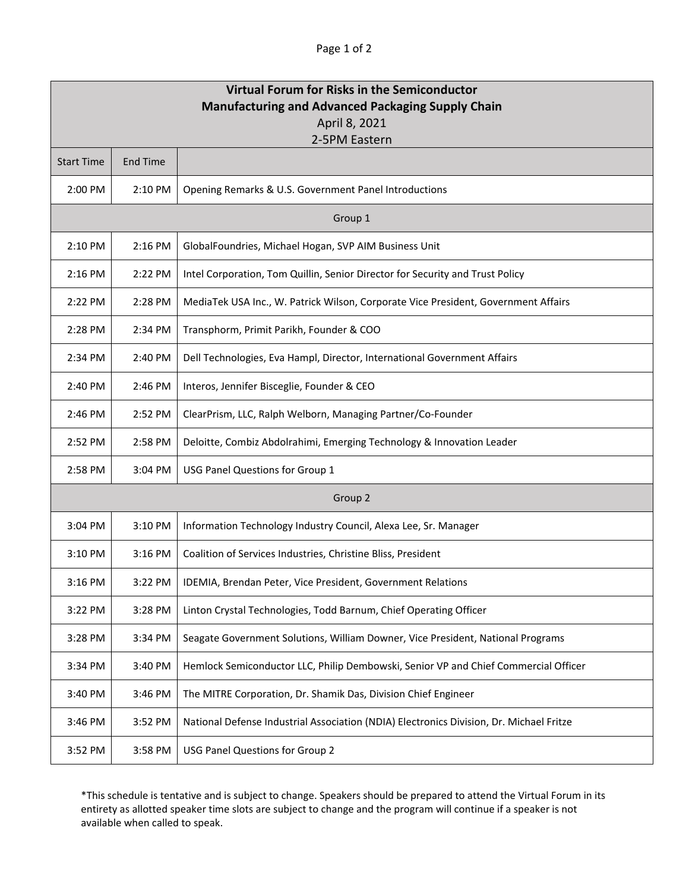| Virtual Forum for Risks in the Semiconductor Manufacturing and Advanced Packaging Supply Chain<br>April 8, 2021<br>2-5PM Eastern | | |
|---|---|---|
| **Start Time** | **End Time** | |
| 2:00 PM | 2:10 PM | Opening Remarks & U.S. Government Panel Introductions |
| **Group 1** | | |
| 2:10 PM | 2:16 PM | GlobalFoundries, Michael Hogan, SVP AIM Business Unit |
| 2:16 PM | 2:22 PM | Intel Corporation, Tom Quillin, Senior Director for Security and Trust Policy |
| 2:22 PM | 2:28 PM | MediaTek USA Inc., W. Patrick Wilson, Corporate Vice President, Government Affairs |
| 2:28 PM | 2:34 PM | Transphorm, Primit Parikh, Founder & COO |
| 2:34 PM | 2:40 PM | Dell Technologies, Eva Hampl, Director, International Government Affairs |
| 2:40 PM | 2:46 PM | Interos, Jennifer Bisceglie, Founder & CEO |
| 2:46 PM | 2:52 PM | ClearPrism, LLC, Ralph Welborn, Managing Partner/Co-Founder |
| 2:52 PM | 2:58 PM | Deloitte, Combiz Abdolrahimi, Emerging Technology & Innovation Leader |
| 2:58 PM | 3:04 PM | USG Panel Questions for Group 1 |
| **Group 2** | | |
| 3:04 PM | 3:10 PM | Information Technology Industry Council, Alexa Lee, Sr. Manager |
| 3:10 PM | 3:16 PM | Coalition of Services Industries, Christine Bliss, President |
| 3:16 PM | 3:22 PM | IDEMIA, Brendan Peter, Vice President, Government Relations |
| 3:22 PM | 3:28 PM | Linton Crystal Technologies, Todd Barnum, Chief Operating Officer |
| 3:28 PM | 3:34 PM | Seagate Government Solutions, William Downer, Vice President, National Programs |
| 3:34 PM | 3:40 PM | Hemlock Semiconductor LLC, Philip Dembowski, Senior VP and Chief Commercial Officer |
| 3:40 PM | 3:46 PM | The MITRE Corporation, Dr. Shamik Das, Division Chief Engineer |
| 3:46 PM | 3:52 PM | National Defense Industrial Association (NDIA) Electronics Division, Dr. Michael Fritze |
| 3:52 PM | 3:58 PM | USG Panel Questions for Group 2 |

*This schedule is tentative and is subject to change. Speakers should be prepared to attend the Virtual Forum in its entirety as allotted speaker time slots are subject to change and the program will continue if a speaker is not available when called to speak.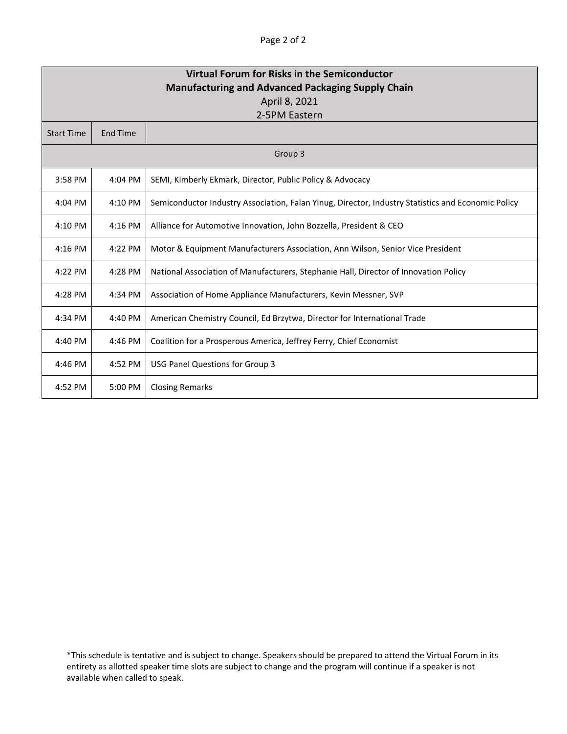| Virtual Forum for Risks in the Semiconductor Manufacturing and Advanced Packaging Supply Chain<br>April 8, 2021<br>2-5PM Eastern | | |
|---|---|---|
| Start Time | End Time | |
| Group 3 | | |
| 3:58 PM | 4:04 PM | SEMI, Kimberly Ekmark, Director, Public Policy & Advocacy |
| 4:04 PM | 4:10 PM | Semiconductor Industry Association, Falan Yinug, Director, Industry Statistics and Economic Policy |
| 4:10 PM | 4:16 PM | Alliance for Automotive Innovation, John Bozzella, President & CEO |
| 4:16 PM | 4:22 PM | Motor & Equipment Manufacturers Association, Ann Wilson, Senior Vice President |
| 4:22 PM | 4:28 PM | National Association of Manufacturers, Stephanie Hall, Director of Innovation Policy |
| 4:28 PM | 4:34 PM | Association of Home Appliance Manufacturers, Kevin Messner, SVP |
| 4:34 PM | 4:40 PM | American Chemistry Council, Ed Brzytwa, Director for International Trade |
| 4:40 PM | 4:46 PM | Coalition for a Prosperous America, Jeffrey Ferry, Chief Economist |
| 4:46 PM | 4:52 PM | USG Panel Questions for Group 3 |
| 4:52 PM | 5:00 PM | Closing Remarks |

*This schedule is tentative and is subject to change. Speakers should be prepared to attend the Virtual Forum in its entirety as allotted speaker time slots are subject to change and the program will continue if a speaker is not available when called to speak.